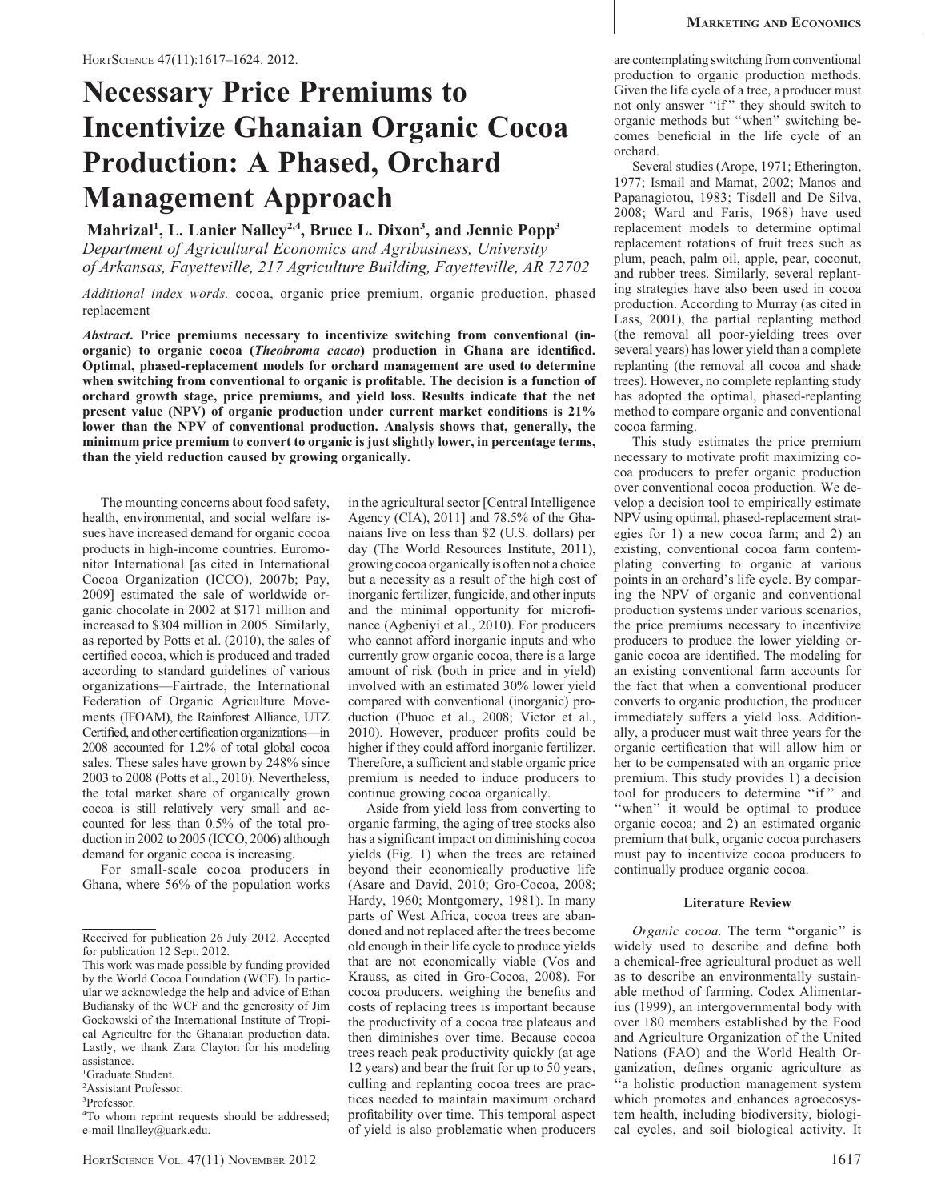# Necessary Price Premiums to Incentivize Ghanaian Organic Cocoa Production: A Phased, Orchard Management Approach

**Mahrizal[1], L. Lanier Nalley[2,4], Bruce L. Dixon[3], and Jennie Popp[3]**

*Department of Agricultural Economics and Agribusiness, University of Arkansas, Fayetteville, 217 Agriculture Building, Fayetteville, AR 72702*

*Additional index words.* cocoa, organic price premium, organic production, phased replacement

***Abstract*****. Price premiums necessary to incentivize switching from conventional (inorganic) to organic cocoa (*Theobroma cacao*) production in Ghana are identified. Optimal, phased-replacement models for orchard management are used to determine when switching from conventional to organic is profitable. The decision is a function of orchard growth stage, price premiums, and yield loss. Results indicate that the net present value (NPV) of organic production under current market conditions is 21% lower than the NPV of conventional production. Analysis shows that, generally, the minimum price premium to convert to organic is just slightly lower, in percentage terms, than the yield reduction caused by growing organically.**

The mounting concerns about food safety, health, environmental, and social welfare issues have increased demand for organic cocoa products in high-income countries. Euromonitor International [as cited in International Cocoa Organization (ICCO), 2007b; Pay, 2009] estimated the sale of worldwide organic chocolate in 2002 at $171 million and increased to $304 million in 2005. Similarly, as reported by Potts et al. (2010), the sales of certified cocoa, which is produced and traded according to standard guidelines of various organizations—Fairtrade, the International Federation of Organic Agriculture Movements (IFOAM), the Rainforest Alliance, UTZ Certified, and other certification organizations—in 2008 accounted for 1.2% of total global cocoa sales. These sales have grown by 248% since 2003 to 2008 (Potts et al., 2010). Nevertheless, the total market share of organically grown cocoa is still relatively very small and accounted for less than 0.5% of the total production in 2002 to 2005 (ICCO, 2006) although demand for organic cocoa is increasing.

For small-scale cocoa producers in Ghana, where 56% of the population works in the agricultural sector [Central Intelligence Agency (CIA), 2011] and 78.5% of the Ghanaians live on less than $2 (U.S. dollars) per day (The World Resources Institute, 2011), growing cocoa organically is often not a choice but a necessity as a result of the high cost of inorganic fertilizer, fungicide, and other inputs and the minimal opportunity for microfinance (Agbeniyi et al., 2010). For producers who cannot afford inorganic inputs and who currently grow organic cocoa, there is a large amount of risk (both in price and in yield) involved with an estimated 30% lower yield compared with conventional (inorganic) production (Phuoc et al., 2008; Victor et al., 2010). However, producer profits could be higher if they could afford inorganic fertilizer. Therefore, a sufficient and stable organic price premium is needed to induce producers to continue growing cocoa organically.

Aside from yield loss from converting to organic farming, the aging of tree stocks also has a significant impact on diminishing cocoa yields (Fig. 1) when the trees are retained beyond their economically productive life (Asare and David, 2010; Gro-Cocoa, 2008; Hardy, 1960; Montgomery, 1981). In many parts of West Africa, cocoa trees are abandoned and not replaced after the trees become old enough in their life cycle to produce yields that are not economically viable (Vos and Krauss, as cited in Gro-Cocoa, 2008). For cocoa producers, weighing the benefits and costs of replacing trees is important because the productivity of a cocoa tree plateaus and then diminishes over time. Because cocoa trees reach peak productivity quickly (at age 12 years) and bear the fruit for up to 50 years, culling and replanting cocoa trees are practices needed to maintain maximum orchard profitability over time. This temporal aspect of yield is also problematic when producers are contemplating switching from conventional production to organic production methods. Given the life cycle of a tree, a producer must not only answer "if" they should switch to organic methods but "when" switching becomes beneficial in the life cycle of an orchard.

Several studies (Arope, 1971; Etherington, 1977; Ismail and Mamat, 2002; Manos and Papanagiotou, 1983; Tisdell and De Silva, 2008; Ward and Faris, 1968) have used replacement models to determine optimal replacement rotations of fruit trees such as plum, peach, palm oil, apple, pear, coconut, and rubber trees. Similarly, several replanting strategies have also been used in cocoa production. According to Murray (as cited in Lass, 2001), the partial replanting method (the removal all poor-yielding trees over several years) has lower yield than a complete replanting (the removal all cocoa and shade trees). However, no complete replanting study has adopted the optimal, phased-replanting method to compare organic and conventional cocoa farming.

This study estimates the price premium necessary to motivate profit maximizing cocoa producers to prefer organic production over conventional cocoa production. We develop a decision tool to empirically estimate NPV using optimal, phased-replacement strategies for 1) a new cocoa farm; and 2) an existing, conventional cocoa farm contemplating converting to organic at various points in an orchard's life cycle. By comparing the NPV of organic and conventional production systems under various scenarios, the price premiums necessary to incentivize producers to produce the lower yielding organic cocoa are identified. The modeling for an existing conventional farm accounts for the fact that when a conventional producer converts to organic production, the producer immediately suffers a yield loss. Additionally, a producer must wait three years for the organic certification that will allow him or her to be compensated with an organic price premium. This study provides 1) a decision tool for producers to determine "if" and "when" it would be optimal to produce organic cocoa; and 2) an estimated organic premium that bulk, organic cocoa purchasers must pay to incentivize cocoa producers to continually produce organic cocoa.

## Literature Review

*Organic cocoa.* The term "organic" is widely used to describe and define both a chemical-free agricultural product as well as to describe an environmentally sustainable method of farming. Codex Alimentarius (1999), an intergovernmental body with over 180 members established by the Food and Agriculture Organization of the United Nations (FAO) and the World Health Organization, defines organic agriculture as "a holistic production management system which promotes and enhances agroecosystem health, including biodiversity, biological cycles, and soil biological activity. It

---

Received for publication 26 July 2012. Accepted for publication 12 Sept. 2012.

This work was made possible by funding provided by the World Cocoa Foundation (WCF). In particular we acknowledge the help and advice of Ethan Budiansky of the WCF and the generosity of Jim Gockowski of the International Institute of Tropical Agricultre for the Ghanaian production data. Lastly, we thank Zara Clayton for his modeling assistance.

[1]Graduate Student.

[2]Assistant Professor.

[3]Professor.

[4]To whom reprint requests should be addressed; e-mail llnalley@uark.edu.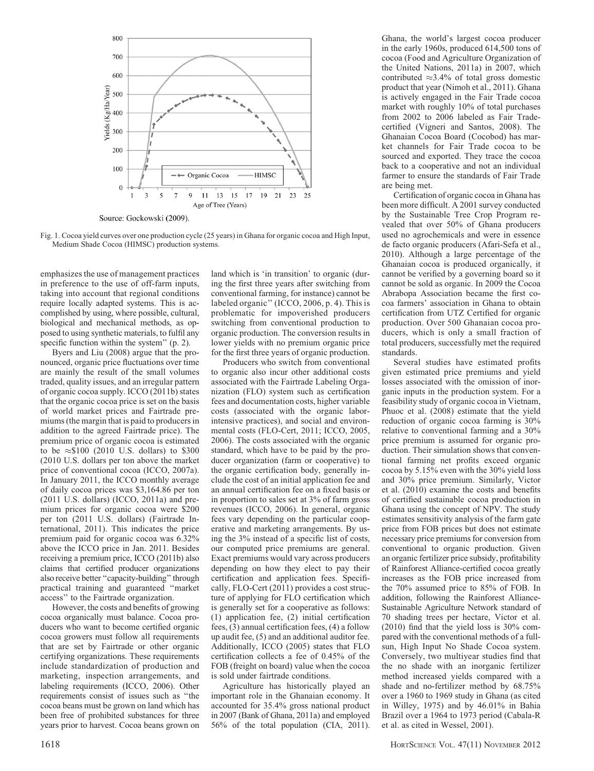Source: Gockowski (2009).

Fig. 1. Cocoa yield curves over one production cycle (25 years) in Ghana for organic cocoa and High Input, Medium Shade Cocoa (HIMSC) production systems.

emphasizes the use of management practices in preference to the use of off-farm inputs, taking into account that regional conditions require locally adapted systems. This is accomplished by using, where possible, cultural, biological and mechanical methods, as opposed to using synthetic materials, to fulfil any specific function within the system'' (p. 2).

Byers and Liu (2008) argue that the pronounced, organic price fluctuations over time are mainly the result of the small volumes traded, quality issues, and an irregular pattern of organic cocoa supply. ICCO (2011b) states that the organic cocoa price is set on the basis of world market prices and Fairtrade premiums (the margin that is paid to producers in addition to the agreed Fairtrade price). The premium price of organic cocoa is estimated to be ≈\$100 (2010 U.S. dollars) to \$300 (2010 U.S. dollars per ton above the market price of conventional cocoa (ICCO, 2007a). In January 2011, the ICCO monthly average of daily cocoa prices was \$3,164.86 per ton (2011 U.S. dollars) (ICCO, 2011a) and premium prices for organic cocoa were \$200 per ton (2011 U.S. dollars) (Fairtrade International, 2011). This indicates the price premium paid for organic cocoa was 6.32% above the ICCO price in Jan. 2011. Besides receiving a premium price, ICCO (2011b) also claims that certified producer organizations also receive better ''capacity-building'' through practical training and guaranteed ''market access'' to the Fairtrade organization.

However, the costs and benefits of growing cocoa organically must balance. Cocoa producers who want to become certified organic cocoa growers must follow all requirements that are set by Fairtrade or other organic certifying organizations. These requirements include standardization of production and marketing, inspection arrangements, and labeling requirements (ICCO, 2006). Other requirements consist of issues such as ''the cocoa beans must be grown on land which has been free of prohibited substances for three years prior to harvest. Cocoa beans grown on land which is 'in transition' to organic (during the first three years after switching from conventional farming, for instance) cannot be labeled organic'' (ICCO, 2006, p. 4). This is problematic for impoverished producers switching from conventional production to organic production. The conversion results in lower yields with no premium organic price for the first three years of organic production.

Producers who switch from conventional to organic also incur other additional costs associated with the Fairtrade Labeling Organization (FLO) system such as certification fees and documentation costs, higher variable costs (associated with the organic labor-intensive practices), and social and environmental costs (FLO-Cert, 2011; ICCO, 2005, 2006). The costs associated with the organic standard, which have to be paid by the producer organization (farm or cooperative) to the organic certification body, generally include the cost of an initial application fee and an annual certification fee on a fixed basis or in proportion to sales set at 3% of farm gross revenues (ICCO, 2006). In general, organic fees vary depending on the particular cooperative and marketing arrangements. By using the 3% instead of a specific list of costs, our computed price premiums are general. Exact premiums would vary across producers depending on how they elect to pay their certification and application fees. Specifically, FLO-Cert (2011) provides a cost structure of applying for FLO certification which is generally set for a cooperative as follows: (1) application fee, (2) initial certification fees, (3) annual certification fees, (4) a follow up audit fee, (5) and an additional auditor fee. Additionally, ICCO (2005) states that FLO certification collects a fee of 0.45% of the FOB (freight on board) value when the cocoa is sold under fairtrade conditions.

Agriculture has historically played an important role in the Ghanaian economy. It accounted for 35.4% gross national product in 2007 (Bank of Ghana, 2011a) and employed 56% of the total population (CIA, 2011). Ghana, the world's largest cocoa producer in the early 1960s, produced 614,500 tons of cocoa (Food and Agriculture Organization of the United Nations, 2011a) in 2007, which contributed ≈3.4% of total gross domestic product that year (Nimoh et al., 2011). Ghana is actively engaged in the Fair Trade cocoa market with roughly 10% of total purchases from 2002 to 2006 labeled as Fair Trade-certified (Vigneri and Santos, 2008). The Ghanaian Cocoa Board (Cocobod) has market channels for Fair Trade cocoa to be sourced and exported. They trace the cocoa back to a cooperative and not an individual farmer to ensure the standards of Fair Trade are being met.

Certification of organic cocoa in Ghana has been more difficult. A 2001 survey conducted by the Sustainable Tree Crop Program revealed that over 50% of Ghana producers used no agrochemicals and were in essence de facto organic producers (Afari-Sefa et al., 2010). Although a large percentage of the Ghanaian cocoa is produced organically, it cannot be verified by a governing board so it cannot be sold as organic. In 2009 the Cocoa Abrabopa Association became the first cocoa farmers' association in Ghana to obtain certification from UTZ Certified for organic production. Over 500 Ghanaian cocoa producers, which is only a small fraction of total producers, successfully met the required standards.

Several studies have estimated profits given estimated price premiums and yield losses associated with the omission of inorganic inputs in the production system. For a feasibility study of organic cocoa in Vietnam, Phuoc et al. (2008) estimate that the yield reduction of organic cocoa farming is 30% relative to conventional farming and a 30% price premium is assumed for organic production. Their simulation shows that conventional farming net profits exceed organic cocoa by 5.15% even with the 30% yield loss and 30% price premium. Similarly, Victor et al. (2010) examine the costs and benefits of certified sustainable cocoa production in Ghana using the concept of NPV. The study estimates sensitivity analysis of the farm gate price from FOB prices but does not estimate necessary price premiums for conversion from conventional to organic production. Given an organic fertilizer price subsidy, profitability of Rainforest Alliance-certified cocoa greatly increases as the FOB price increased from the 70% assumed price to 85% of FOB. In addition, following the Rainforest Alliance-Sustainable Agriculture Network standard of 70 shading trees per hectare, Victor et al. (2010) find that the yield loss is 30% compared with the conventional methods of a full-sun, High Input No Shade Cocoa system. Conversely, two multiyear studies find that the no shade with an inorganic fertilizer method increased yields compared with a shade and no-fertilizer method by 68.75% over a 1960 to 1969 study in Ghana (as cited in Willey, 1975) and by 46.01% in Bahia Brazil over a 1964 to 1973 period (Cabala-R et al. as cited in Wessel, 2001).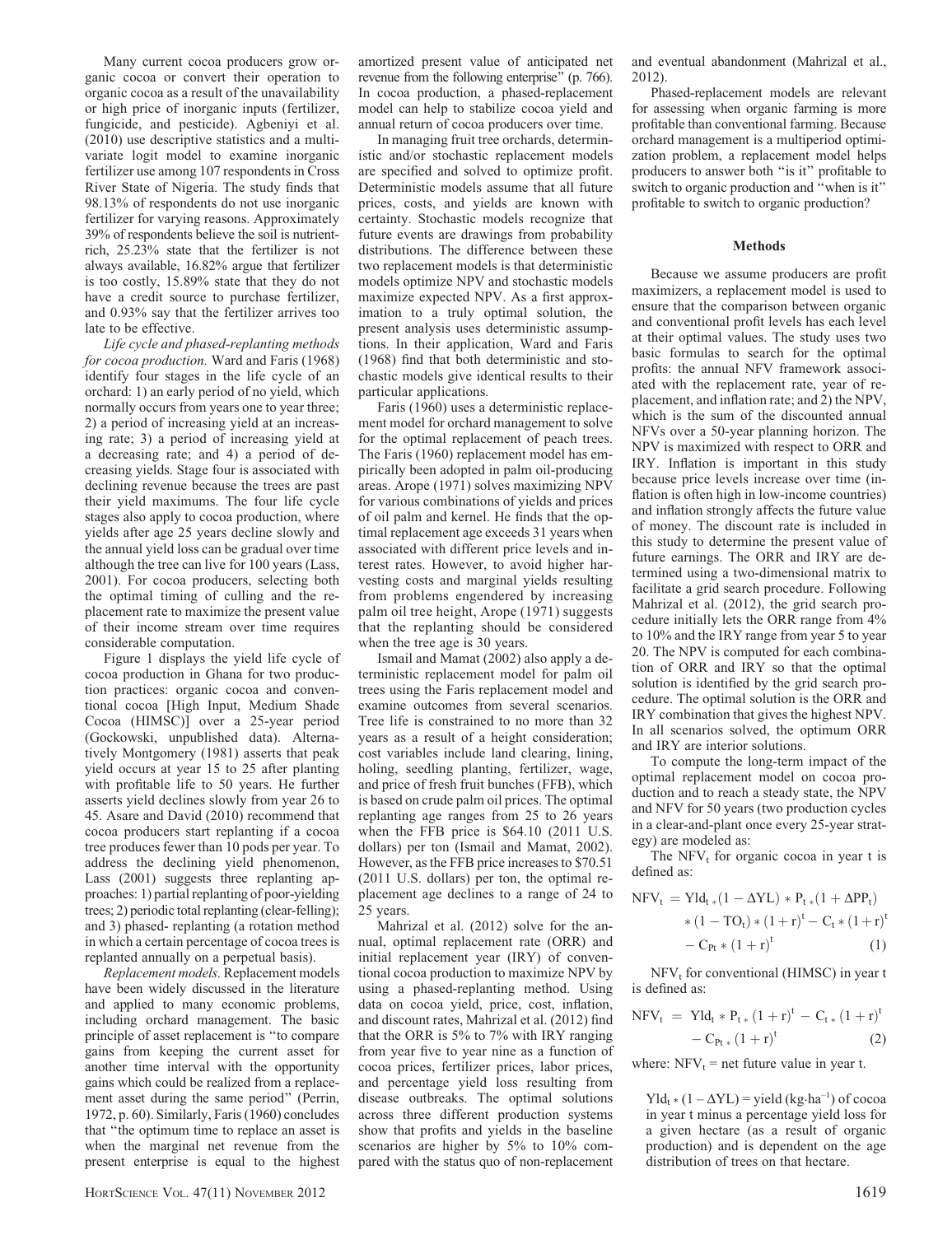Many current cocoa producers grow organic cocoa or convert their operation to organic cocoa as a result of the unavailability or high price of inorganic inputs (fertilizer, fungicide, and pesticide). Agbeniyi et al. (2010) use descriptive statistics and a multivariate logit model to examine inorganic fertilizer use among 107 respondents in Cross River State of Nigeria. The study finds that 98.13% of respondents do not use inorganic fertilizer for varying reasons. Approximately 39% of respondents believe the soil is nutrient-rich, 25.23% state that the fertilizer is not always available, 16.82% argue that fertilizer is too costly, 15.89% state that they do not have a credit source to purchase fertilizer, and 0.93% say that the fertilizer arrives too late to be effective.

*Life cycle and phased-replanting methods for cocoa production.* Ward and Faris (1968) identify four stages in the life cycle of an orchard: 1) an early period of no yield, which normally occurs from years one to year three; 2) a period of increasing yield at an increasing rate; 3) a period of increasing yield at a decreasing rate; and 4) a period of decreasing yields. Stage four is associated with declining revenue because the trees are past their yield maximums. The four life cycle stages also apply to cocoa production, where yields after age 25 years decline slowly and the annual yield loss can be gradual over time although the tree can live for 100 years (Lass, 2001). For cocoa producers, selecting both the optimal timing of culling and the replacement rate to maximize the present value of their income stream over time requires considerable computation.

Figure 1 displays the yield life cycle of cocoa production in Ghana for two production practices: organic cocoa and conventional cocoa [High Input, Medium Shade Cocoa (HIMSC)] over a 25-year period (Gockowski, unpublished data). Alternatively Montgomery (1981) asserts that peak yield occurs at year 15 to 25 after planting with profitable life to 50 years. He further asserts yield declines slowly from year 26 to 45. Asare and David (2010) recommend that cocoa producers start replanting if a cocoa tree produces fewer than 10 pods per year. To address the declining yield phenomenon, Lass (2001) suggests three replanting approaches: 1) partial replanting of poor-yielding trees; 2) periodic total replanting (clear-felling); and 3) phased- replanting (a rotation method in which a certain percentage of cocoa trees is replanted annually on a perpetual basis).

*Replacement models.* Replacement models have been widely discussed in the literature and applied to many economic problems, including orchard management. The basic principle of asset replacement is "to compare gains from keeping the current asset for another time interval with the opportunity gains which could be realized from a replacement asset during the same period" (Perrin, 1972, p. 60). Similarly, Faris (1960) concludes that "the optimum time to replace an asset is when the marginal net revenue from the present enterprise is equal to the highest amortized present value of anticipated net revenue from the following enterprise" (p. 766). In cocoa production, a phased-replacement model can help to stabilize cocoa yield and annual return of cocoa producers over time.

In managing fruit tree orchards, deterministic and/or stochastic replacement models are specified and solved to optimize profit. Deterministic models assume that all future prices, costs, and yields are known with certainty. Stochastic models recognize that future events are drawings from probability distributions. The difference between these two replacement models is that deterministic models optimize NPV and stochastic models maximize expected NPV. As a first approximation to a truly optimal solution, the present analysis uses deterministic assumptions. In their application, Ward and Faris (1968) find that both deterministic and stochastic models give identical results to their particular applications.

Faris (1960) uses a deterministic replacement model for orchard management to solve for the optimal replacement of peach trees. The Faris (1960) replacement model has empirically been adopted in palm oil-producing areas. Arope (1971) solves maximizing NPV for various combinations of yields and prices of oil palm and kernel. He finds that the optimal replacement age exceeds 31 years when associated with different price levels and interest rates. However, to avoid higher harvesting costs and marginal yields resulting from problems engendered by increasing palm oil tree height, Arope (1971) suggests that the replanting should be considered when the tree age is 30 years.

Ismail and Mamat (2002) also apply a deterministic replacement model for palm oil trees using the Faris replacement model and examine outcomes from several scenarios. Tree life is constrained to no more than 32 years as a result of a height consideration; cost variables include land clearing, lining, holing, seedling planting, fertilizer, wage, and price of fresh fruit bunches (FFB), which is based on crude palm oil prices. The optimal replanting age ranges from 25 to 26 years when the FFB price is \$64.10 (2011 U.S. dollars) per ton (Ismail and Mamat, 2002). However, as the FFB price increases to \$70.51 (2011 U.S. dollars) per ton, the optimal replacement age declines to a range of 24 to 25 years.

Mahrizal et al. (2012) solve for the annual, optimal replacement rate (ORR) and initial replacement year (IRY) of conventional cocoa production to maximize NPV by using a phased-replanting method. Using data on cocoa yield, price, cost, inflation, and discount rates, Mahrizal et al. (2012) find that the ORR is 5% to 7% with IRY ranging from year five to year nine as a function of cocoa prices, fertilizer prices, labor prices, and percentage yield loss resulting from disease outbreaks. The optimal solutions across three different production systems show that profits and yields in the baseline scenarios are higher by 5% to 10% compared with the status quo of non-replacement and eventual abandonment (Mahrizal et al., 2012).

Phased-replacement models are relevant for assessing when organic farming is more profitable than conventional farming. Because orchard management is a multiperiod optimization problem, a replacement model helps producers to answer both "is it" profitable to switch to organic production and "when is it" profitable to switch to organic production?

## Methods

Because we assume producers are profit maximizers, a replacement model is used to ensure that the comparison between organic and conventional profit levels has each level at their optimal values. The study uses two basic formulas to search for the optimal profits: the annual NFV framework associated with the replacement rate, year of replacement, and inflation rate; and 2) the NPV, which is the sum of the discounted annual NFVs over a 50-year planning horizon. The NPV is maximized with respect to ORR and IRY. Inflation is important in this study because price levels increase over time (inflation is often high in low-income countries) and inflation strongly affects the future value of money. The discount rate is included in this study to determine the present value of future earnings. The ORR and IRY are determined using a two-dimensional matrix to facilitate a grid search procedure. Following Mahrizal et al. (2012), the grid search procedure initially lets the ORR range from 4% to 10% and the IRY range from year 5 to year 20. The NPV is computed for each combination of ORR and IRY so that the optimal solution is identified by the grid search procedure. The optimal solution is the ORR and IRY combination that gives the highest NPV. In all scenarios solved, the optimum ORR and IRY are interior solutions.

To compute the long-term impact of the optimal replacement model on cocoa production and to reach a steady state, the NPV and NFV for 50 years (two production cycles in a clear-and-plant once every 25-year strategy) are modeled as:

The $NFV_t$ for organic cocoa in year t is defined as:

$$NFV_t = Yld_t * (1 - \Delta YL) * P_t * (1 + \Delta PP_t) * (1 - TO_t) * (1 + r)^t - C_t * (1 + r)^t - C_{Pt} * (1 + r)^t \quad (1)$$

$NFV_t$ for conventional (HIMSC) in year t is defined as:

$$NFV_t = Yld_t * P_t * (1 + r)^t - C_t * (1 + r)^t - C_{Pt} * (1 + r)^t \quad (2)$$

where: $NFV_t$ = net future value in year t.

$Yld_t * (1 - \Delta YL)$ = yield ($kg \cdot ha^{-1}$) of cocoa in year t minus a percentage yield loss for a given hectare (as a result of organic production) and is dependent on the age distribution of trees on that hectare.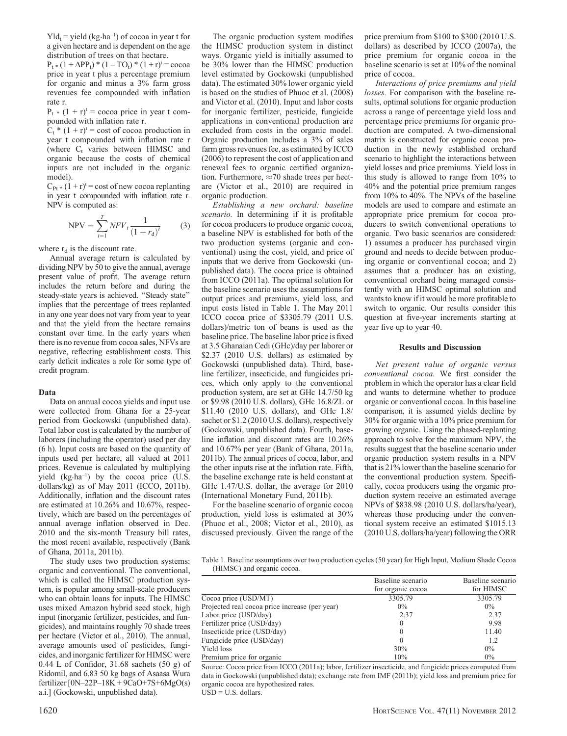$Yld_t$ = yield ($kg \cdot ha^{-1}$) of cocoa in year t for a given hectare and is dependent on the age distribution of trees on that hectare.

$P_t * (1 + \Delta PP_t) * (1 - TO_t) * (1 + r)^t$ = cocoa price in year t plus a percentage premium for organic and minus a 3% farm gross revenues fee compounded with inflation rate r.

$P_t * (1 + r)^t$ = cocoa price in year t compounded with inflation rate r.

$C_t * (1 + r)^t$ = cost of cocoa production in year t compounded with inflation rate r (where $C_t$ varies between HIMSC and organic because the costs of chemical inputs are not included in the organic model).

$C_{Pt} * (1 + r)^t$ = cost of new cocoa replanting in year t compounded with inflation rate r.

NPV is computed as:

$$\text{NPV} = \sum_{t=1}^{T} NFV_t \frac{1}{(1 + r_d)^t} \qquad (3)$$

where $r_d$ is the discount rate.

Annual average return is calculated by dividing NPV by 50 to give the annual, average present value of profit. The average return includes the return before and during the steady-state years is achieved. "Steady state" implies that the percentage of trees replanted in any one year does not vary from year to year and that the yield from the hectare remains constant over time. In the early years when there is no revenue from cocoa sales, NFVs are negative, reflecting establishment costs. This early deficit indicates a role for some type of credit program.

### Data

Data on annual cocoa yields and input use were collected from Ghana for a 25-year period from Gockowski (unpublished data). Total labor cost is calculated by the number of laborers (including the operator) used per day (6 h). Input costs are based on the quantity of inputs used per hectare, all valued at 2011 prices. Revenue is calculated by multiplying yield ($kg \cdot ha^{-1}$) by the cocoa price (U.S. dollars/kg) as of May 2011 (ICCO, 2011b). Additionally, inflation and the discount rates are estimated at 10.26% and 10.67%, respectively, which are based on the percentages of annual average inflation observed in Dec. 2010 and the six-month Treasury bill rates, the most recent available, respectively (Bank of Ghana, 2011a, 2011b).

The study uses two production systems: organic and conventional. The conventional, which is called the HIMSC production system, is popular among small-scale producers who can obtain loans for inputs. The HIMSC uses mixed Amazon hybrid seed stock, high input (inorganic fertilizer, pesticides, and fungicides), and maintains roughly 70 shade trees per hectare (Victor et al., 2010). The annual, average amounts used of pesticides, fungicides, and inorganic fertilizer for HIMSC were 0.44 L of Confidor, 31.68 sachets (50 g) of Ridomil, and 6.83 50 kg bags of Asaasa Wura fertilizer [0N–22P–18K + 9CaO+7S+6MgO(s) a.i.] (Gockowski, unpublished data).

The organic production system modifies the HIMSC production system in distinct ways. Organic yield is initially assumed to be 30% lower than the HIMSC production level estimated by Gockowski (unpublished data). The estimated 30% lower organic yield is based on the studies of Phuoc et al. (2008) and Victor et al. (2010). Input and labor costs for inorganic fertilizer, pesticide, fungicide applications in conventional production are excluded from costs in the organic model. Organic production includes a 3% of sales farm gross revenues fee, as estimated by ICCO (2006) to represent the cost of application and renewal fees to organic certified organization. Furthermore, ≈70 shade trees per hectare (Victor et al., 2010) are required in organic production.

*Establishing a new orchard: baseline scenario.* In determining if it is profitable for cocoa producers to produce organic cocoa, a baseline NPV is established for both of the two production systems (organic and conventional) using the cost, yield, and price of inputs that we derive from Gockowski (unpublished data). The cocoa price is obtained from ICCO (2011a). The optimal solution for the baseline scenario uses the assumptions for output prices and premiums, yield loss, and input costs listed in Table 1. The May 2011 ICCO cocoa price of $3305.79 (2011 U.S. dollars)/metric ton of beans is used as the baseline price. The baseline labor price is fixed at 3.5 Ghanaian Cedi (GHc)/day per laborer or $2.37 (2010 U.S. dollars) as estimated by Gockowski (unpublished data). Third, baseline fertilizer, insecticide, and fungicides prices, which only apply to the conventional production system, are set at GHc 14.7/50 kg or $9.98 (2010 U.S. dollars), GHc 16.8/ZL or $11.40 (2010 U.S. dollars), and GHc 1.8/sachet or $1.2 (2010 U.S. dollars), respectively (Gockowski, unpublished data). Fourth, baseline inflation and discount rates are 10.26% and 10.67% per year (Bank of Ghana, 2011a, 2011b). The annual prices of cocoa, labor, and the other inputs rise at the inflation rate. Fifth, the baseline exchange rate is held constant at GHc 1.47/U.S. dollar, the average for 2010 (International Monetary Fund, 2011b).

For the baseline scenario of organic cocoa production, yield loss is estimated at 30% (Phuoc et al., 2008; Victor et al., 2010), as discussed previously. Given the range of the price premium from $100 to $300 (2010 U.S. dollars) as described by ICCO (2007a), the price premium for organic cocoa in the baseline scenario is set at 10% of the nominal price of cocoa.

*Interactions of price premiums and yield losses.* For comparison with the baseline results, optimal solutions for organic production across a range of percentage yield loss and percentage price premiums for organic production are computed. A two-dimensional matrix is constructed for organic cocoa production in the newly established orchard scenario to highlight the interactions between yield losses and price premiums. Yield loss in this study is allowed to range from 10% to 40% and the potential price premium ranges from 10% to 40%. The NPVs of the baseline models are used to compare and estimate an appropriate price premium for cocoa producers to switch conventional operations to organic. Two basic scenarios are considered: 1) assumes a producer has purchased virgin ground and needs to decide between producing organic or conventional cocoa; and 2) assumes that a producer has an existing, conventional orchard being managed consistently with an HIMSC optimal solution and wants to know if it would be more profitable to switch to organic. Our results consider this question at five-year increments starting at year five up to year 40.

## Results and Discussion

*Net present value of organic versus conventional cocoa.* We first consider the problem in which the operator has a clear field and wants to determine whether to produce organic or conventional cocoa. In this baseline comparison, it is assumed yields decline by 30% for organic with a 10% price premium for growing organic. Using the phased-replanting approach to solve for the maximum NPV, the results suggest that the baseline scenario under organic production system results in a NPV that is 21% lower than the baseline scenario for the conventional production system. Specifically, cocoa producers using the organic production system receive an estimated average NPVs of $838.98 (2010 U.S. dollars/ha/year), whereas those producing under the conventional system receive an estimated $1015.13 (2010 U.S. dollars/ha/year) following the ORR

Table 1. Baseline assumptions over two production cycles (50 year) for High Input, Medium Shade Cocoa (HIMSC) and organic cocoa.

| | Baseline scenario for organic cocoa | Baseline scenario for HIMSC |
|---|---|---|
| Cocoa price (USD/MT) | 3305.79 | 3305.79 |
| Projected real cocoa price increase (per year) | 0% | 0% |
| Labor price (USD/day) | 2.37 | 2.37 |
| Fertilizer price (USD/day) | 0 | 9.98 |
| Insecticide price (USD/day) | 0 | 11.40 |
| Fungicide price (USD/day) | 0 | 1.2 |
| Yield loss | 30% | 0% |
| Premium price for organic | 10% | 0% |

Source: Cocoa price from ICCO (2011a); labor, fertilizer insecticide, and fungicide prices computed from data in Gockowski (unpublished data); exchange rate from IMF (2011b); yield loss and premium price for organic cocoa are hypothesized rates.

USD = U.S. dollars.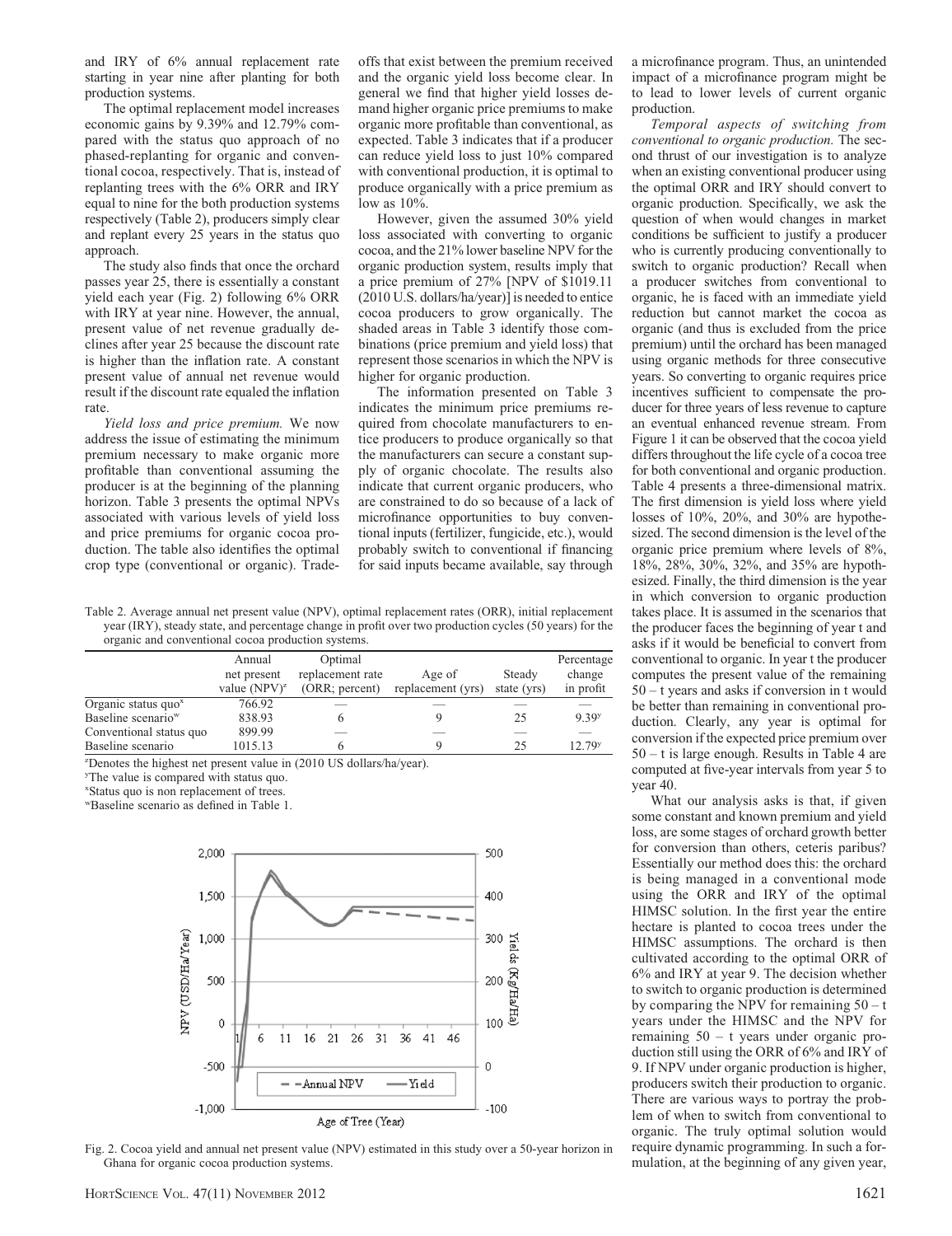and IRY of 6% annual replacement rate starting in year nine after planting for both production systems.

The optimal replacement model increases economic gains by 9.39% and 12.79% compared with the status quo approach of no phased-replanting for organic and conventional cocoa, respectively. That is, instead of replanting trees with the 6% ORR and IRY equal to nine for the both production systems respectively (Table 2), producers simply clear and replant every 25 years in the status quo approach.

The study also finds that once the orchard passes year 25, there is essentially a constant yield each year (Fig. 2) following 6% ORR with IRY at year nine. However, the annual, present value of net revenue gradually declines after year 25 because the discount rate is higher than the inflation rate. A constant present value of annual net revenue would result if the discount rate equaled the inflation rate.

*Yield loss and price premium.* We now address the issue of estimating the minimum premium necessary to make organic more profitable than conventional assuming the producer is at the beginning of the planning horizon. Table 3 presents the optimal NPVs associated with various levels of yield loss and price premiums for organic cocoa production. The table also identifies the optimal crop type (conventional or organic). Trade-offs that exist between the premium received and the organic yield loss become clear. In general we find that higher yield losses demand higher organic price premiums to make organic more profitable than conventional, as expected. Table 3 indicates that if a producer can reduce yield loss to just 10% compared with conventional production, it is optimal to produce organically with a price premium as low as 10%.

However, given the assumed 30% yield loss associated with converting to organic cocoa, and the 21% lower baseline NPV for the organic production system, results imply that a price premium of 27% [NPV of $1019.11 (2010 U.S. dollars/ha/year)] is needed to entice cocoa producers to grow organically. The shaded areas in Table 3 identify those combinations (price premium and yield loss) that represent those scenarios in which the NPV is higher for organic production.

The information presented on Table 3 indicates the minimum price premiums required from chocolate manufacturers to entice producers to produce organically so that the manufacturers can secure a constant supply of organic chocolate. The results also indicate that current organic producers, who are constrained to do so because of a lack of microfinance opportunities to buy conventional inputs (fertilizer, fungicide, etc.), would probably switch to conventional if financing for said inputs became available, say through a microfinance program. Thus, an unintended impact of a microfinance program might be to lead to lower levels of current organic production.

*Temporal aspects of switching from conventional to organic production.* The second thrust of our investigation is to analyze when an existing conventional producer using the optimal ORR and IRY should convert to organic production. Specifically, we ask the question of when would changes in market conditions be sufficient to justify a producer who is currently producing conventionally to switch to organic production? Recall when a producer switches from conventional to organic, he is faced with an immediate yield reduction but cannot market the cocoa as organic (and thus is excluded from the price premium) until the orchard has been managed using organic methods for three consecutive years. So converting to organic requires price incentives sufficient to compensate the producer for three years of less revenue to capture an eventual enhanced revenue stream. From Figure 1 it can be observed that the cocoa yield differs throughout the life cycle of a cocoa tree for both conventional and organic production. Table 4 presents a three-dimensional matrix. The first dimension is yield loss where yield losses of 10%, 20%, and 30% are hypothesized. The second dimension is the level of the organic price premium where levels of 8%, 18%, 28%, 30%, 32%, and 35% are hypothesized. Finally, the third dimension is the year in which conversion to organic production takes place. It is assumed in the scenarios that the producer faces the beginning of year t and asks if it would be beneficial to convert from conventional to organic. In year t the producer computes the present value of the remaining 50 – t years and asks if conversion in t would be better than remaining in conventional production. Clearly, any year is optimal for conversion if the expected price premium over 50 – t is large enough. Results in Table 4 are computed at five-year intervals from year 5 to year 40.

What our analysis asks is that, if given some constant and known premium and yield loss, are some stages of orchard growth better for conversion than others, ceteris paribus? Essentially our method does this: the orchard is being managed in a conventional mode using the ORR and IRY of the optimal HIMSC solution. In the first year the entire hectare is planted to cocoa trees under the HIMSC assumptions. The orchard is then cultivated according to the optimal ORR of 6% and IRY at year 9. The decision whether to switch to organic production is determined by comparing the NPV for remaining 50 – t years under the HIMSC and the NPV for remaining 50 – t years under organic production still using the ORR of 6% and IRY of 9. If NPV under organic production is higher, producers switch their production to organic. There are various ways to portray the problem of when to switch from conventional to organic. The truly optimal solution would require dynamic programming. In such a formulation, at the beginning of any given year,

Table 2. Average annual net present value (NPV), optimal replacement rates (ORR), initial replacement year (IRY), steady state, and percentage change in profit over two production cycles (50 years) for the organic and conventional cocoa production systems.

| | Annual net present value (NPV)[z] | Optimal replacement rate (ORR; percent) | Age of replacement (yrs) | Steady state (yrs) | Percentage change in profit |
|---|---|---|---|---|---|
| Organic status quo[x] | 766.92 | — | — | — | — |
| Baseline scenario[w] | 838.93 | 6 | 9 | 25 | 9.39[y] |
| Conventional status quo | 899.99 | — | — | — | — |
| Baseline scenario | 1015.13 | 6 | 9 | 25 | 12.79[y] |

[z]Denotes the highest net present value in (2010 US dollars/ha/year).
[y]The value is compared with status quo.
[x]Status quo is non replacement of trees.
[w]Baseline scenario as defined in Table 1.

Fig. 2. Cocoa yield and annual net present value (NPV) estimated in this study over a 50-year horizon in Ghana for organic cocoa production systems.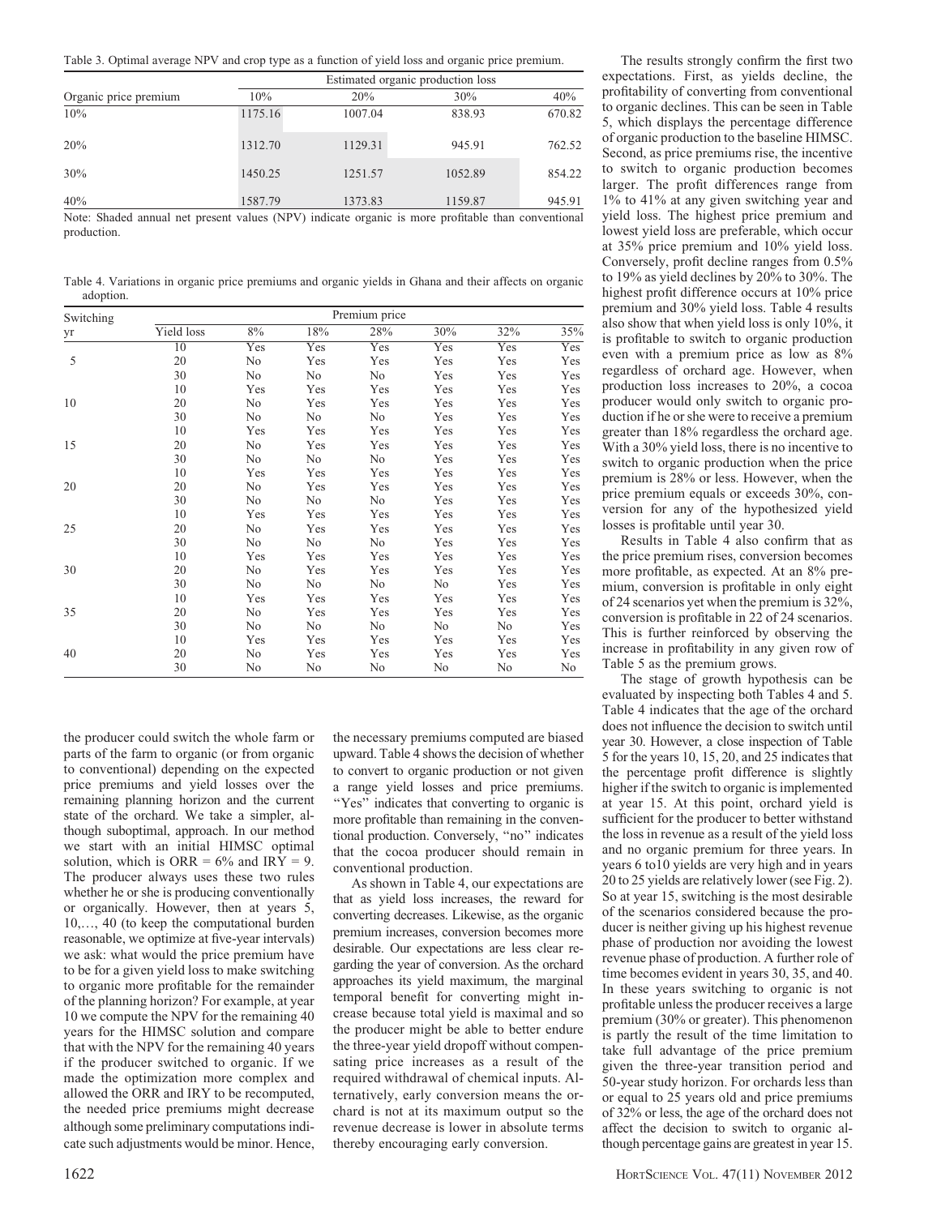Table 3. Optimal average NPV and crop type as a function of yield loss and organic price premium.

| Organic price premium | Estimated organic production loss | | | |
|---|---|---|---|---|
| | 10% | 20% | 30% | 40% |
| 10% | 1175.16 | 1007.04 | 838.93 | 670.82 |
| 20% | 1312.70 | 1129.31 | 945.91 | 762.52 |
| 30% | 1450.25 | 1251.57 | 1052.89 | 854.22 |
| 40% | 1587.79 | 1373.83 | 1159.87 | 945.91 |

Note: Shaded annual net present values (NPV) indicate organic is more profitable than conventional production.

Table 4. Variations in organic price premiums and organic yields in Ghana and their affects on organic adoption.

| Switching yr | Yield loss | Premium price | | | | | |
|---|---|---|---|---|---|---|---|
| | | 8% | 18% | 28% | 30% | 32% | 35% |
| 5 | 10 | Yes | Yes | Yes | Yes | Yes | Yes |
| | 20 | No | Yes | Yes | Yes | Yes | Yes |
| | 30 | No | No | No | Yes | Yes | Yes |
| 10 | 10 | Yes | Yes | Yes | Yes | Yes | Yes |
| | 20 | No | Yes | Yes | Yes | Yes | Yes |
| | 30 | No | No | No | Yes | Yes | Yes |
| 15 | 10 | Yes | Yes | Yes | Yes | Yes | Yes |
| | 20 | No | Yes | Yes | Yes | Yes | Yes |
| | 30 | No | No | No | Yes | Yes | Yes |
| 20 | 10 | Yes | Yes | Yes | Yes | Yes | Yes |
| | 20 | No | Yes | Yes | Yes | Yes | Yes |
| | 30 | No | No | No | Yes | Yes | Yes |
| 25 | 10 | Yes | Yes | Yes | Yes | Yes | Yes |
| | 20 | No | Yes | Yes | Yes | Yes | Yes |
| | 30 | No | No | No | Yes | Yes | Yes |
| 30 | 10 | Yes | Yes | Yes | Yes | Yes | Yes |
| | 20 | No | Yes | Yes | Yes | Yes | Yes |
| | 30 | No | No | No | No | Yes | Yes |
| 35 | 10 | Yes | Yes | Yes | Yes | Yes | Yes |
| | 20 | No | Yes | Yes | Yes | Yes | Yes |
| | 30 | No | No | No | No | No | Yes |
| 40 | 10 | Yes | Yes | Yes | Yes | Yes | Yes |
| | 20 | No | Yes | Yes | Yes | Yes | Yes |
| | 30 | No | No | No | No | No | No |

the producer could switch the whole farm or parts of the farm to organic (or from organic to conventional) depending on the expected price premiums and yield losses over the remaining planning horizon and the current state of the orchard. We take a simpler, although suboptimal, approach. In our method we start with an initial HIMSC optimal solution, which is ORR = 6% and IRY = 9. The producer always uses these two rules whether he or she is producing conventionally or organically. However, then at years 5, 10,…, 40 (to keep the computational burden reasonable, we optimize at five-year intervals) we ask: what would the price premium have to be for a given yield loss to make switching to organic more profitable for the remainder of the planning horizon? For example, at year 10 we compute the NPV for the remaining 40 years for the HIMSC solution and compare that with the NPV for the remaining 40 years if the producer switched to organic. If we made the optimization more complex and allowed the ORR and IRY to be recomputed, the needed price premiums might decrease although some preliminary computations indicate such adjustments would be minor. Hence, the necessary premiums computed are biased upward. Table 4 shows the decision of whether to convert to organic production or not given a range yield losses and price premiums. "Yes" indicates that converting to organic is more profitable than remaining in the conventional production. Conversely, "no" indicates that the cocoa producer should remain in conventional production.

As shown in Table 4, our expectations are that as yield loss increases, the reward for converting decreases. Likewise, as the organic premium increases, conversion becomes more desirable. Our expectations are less clear regarding the year of conversion. As the orchard approaches its yield maximum, the marginal temporal benefit for converting might increase because total yield is maximal and so the producer might be able to better endure the three-year yield dropoff without compensating price increases as a result of the required withdrawal of chemical inputs. Alternatively, early conversion means the orchard is not at its maximum output so the revenue decrease is lower in absolute terms thereby encouraging early conversion.

The results strongly confirm the first two expectations. First, as yields decline, the profitability of converting from conventional to organic declines. This can be seen in Table 5, which displays the percentage difference of organic production to the baseline HIMSC. Second, as price premiums rise, the incentive to switch to organic production becomes larger. The profit differences range from 1% to 41% at any given switching year and yield loss. The highest price premium and lowest yield loss are preferable, which occur at 35% price premium and 10% yield loss. Conversely, profit decline ranges from 0.5% to 19% as yield declines by 20% to 30%. The highest profit difference occurs at 10% price premium and 30% yield loss. Table 4 results also show that when yield loss is only 10%, it is profitable to switch to organic production even with a premium price as low as 8% regardless of orchard age. However, when production loss increases to 20%, a cocoa producer would only switch to organic production if he or she were to receive a premium greater than 18% regardless the orchard age. With a 30% yield loss, there is no incentive to switch to organic production when the price premium is 28% or less. However, when the price premium equals or exceeds 30%, conversion for any of the hypothesized yield losses is profitable until year 30.

Results in Table 4 also confirm that as the price premium rises, conversion becomes more profitable, as expected. At an 8% premium, conversion is profitable in only eight of 24 scenarios yet when the premium is 32%, conversion is profitable in 22 of 24 scenarios. This is further reinforced by observing the increase in profitability in any given row of Table 5 as the premium grows.

The stage of growth hypothesis can be evaluated by inspecting both Tables 4 and 5. Table 4 indicates that the age of the orchard does not influence the decision to switch until year 30. However, a close inspection of Table 5 for the years 10, 15, 20, and 25 indicates that the percentage profit difference is slightly higher if the switch to organic is implemented at year 15. At this point, orchard yield is sufficient for the producer to better withstand the loss in revenue as a result of the yield loss and no organic premium for three years. In years 6 to10 yields are very high and in years 20 to 25 yields are relatively lower (see Fig. 2). So at year 15, switching is the most desirable of the scenarios considered because the producer is neither giving up his highest revenue phase of production nor avoiding the lowest revenue phase of production. A further role of time becomes evident in years 30, 35, and 40. In these years switching to organic is not profitable unless the producer receives a large premium (30% or greater). This phenomenon is partly the result of the time limitation to take full advantage of the price premium given the three-year transition period and 50-year study horizon. For orchards less than or equal to 25 years old and price premiums of 32% or less, the age of the orchard does not affect the decision to switch to organic although percentage gains are greatest in year 15.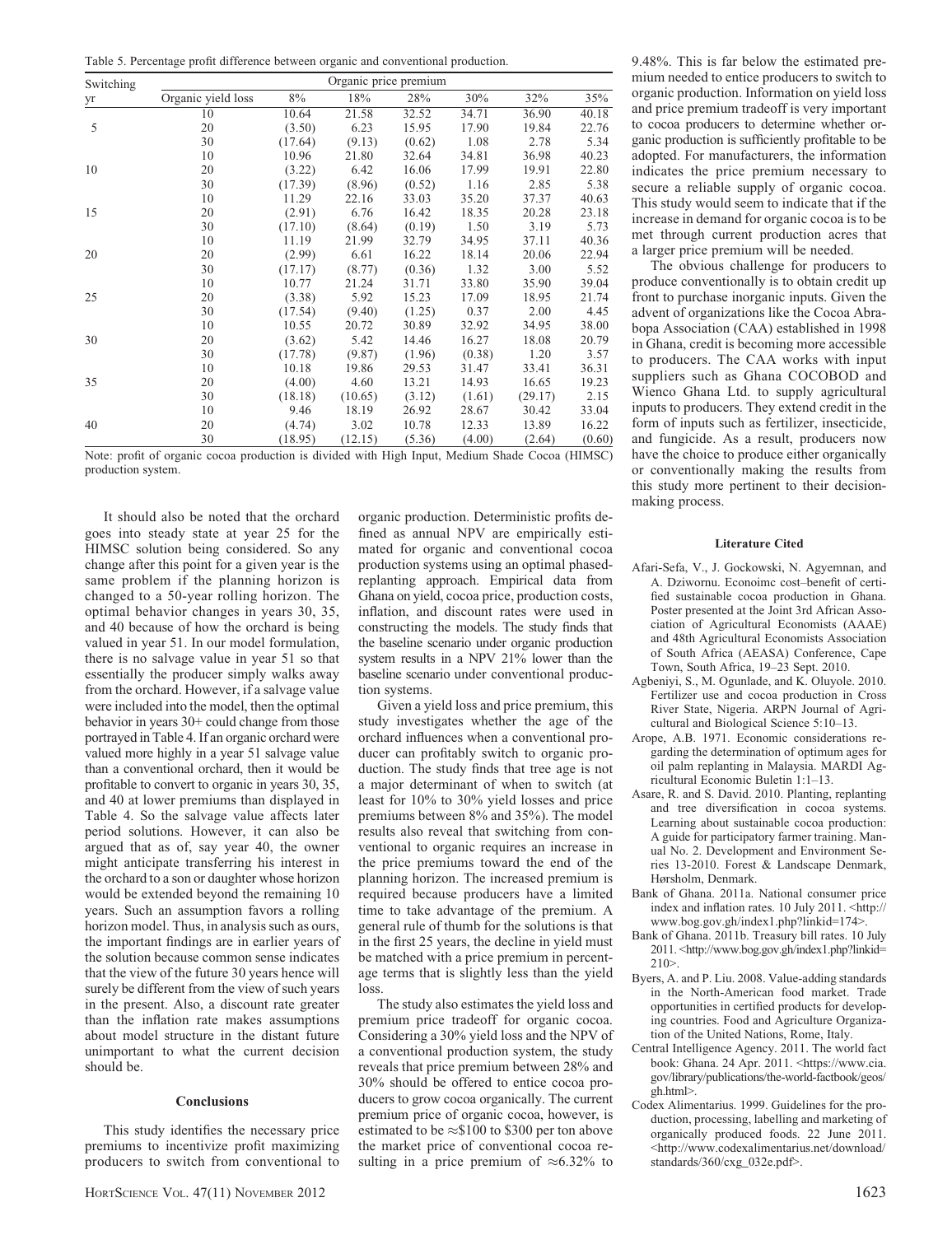Table 5. Percentage profit difference between organic and conventional production.

| Switching yr | Organic yield loss | 8% | 18% | 28% | 30% | 32% | 35% |
|---|---|---|---|---|---|---|---|
| | | Organic price premium | | | | | |
| 5 | 10 | 10.64 | 21.58 | 32.52 | 34.71 | 36.90 | 40.18 |
| | 20 | (3.50) | 6.23 | 15.95 | 17.90 | 19.84 | 22.76 |
| | 30 | (17.64) | (9.13) | (0.62) | 1.08 | 2.78 | 5.34 |
| 10 | 10 | 10.96 | 21.80 | 32.64 | 34.81 | 36.98 | 40.23 |
| | 20 | (3.22) | 6.42 | 16.06 | 17.99 | 19.91 | 22.80 |
| | 30 | (17.39) | (8.96) | (0.52) | 1.16 | 2.85 | 5.38 |
| 15 | 10 | 11.29 | 22.16 | 33.03 | 35.20 | 37.37 | 40.63 |
| | 20 | (2.91) | 6.76 | 16.42 | 18.35 | 20.28 | 23.18 |
| | 30 | (17.10) | (8.64) | (0.19) | 1.50 | 3.19 | 5.73 |
| 20 | 10 | 11.19 | 21.99 | 32.79 | 34.95 | 37.11 | 40.36 |
| | 20 | (2.99) | 6.61 | 16.22 | 18.14 | 20.06 | 22.94 |
| | 30 | (17.17) | (8.77) | (0.36) | 1.32 | 3.00 | 5.52 |
| 25 | 10 | 10.77 | 21.24 | 31.71 | 33.80 | 35.90 | 39.04 |
| | 20 | (3.38) | 5.92 | 15.23 | 17.09 | 18.95 | 21.74 |
| | 30 | (17.54) | (9.40) | (1.25) | 0.37 | 2.00 | 4.45 |
| 30 | 10 | 10.55 | 20.72 | 30.89 | 32.92 | 34.95 | 38.00 |
| | 20 | (3.62) | 5.42 | 14.46 | 16.27 | 18.08 | 20.79 |
| | 30 | (17.78) | (9.87) | (1.96) | (0.38) | 1.20 | 3.57 |
| 35 | 10 | 10.18 | 19.86 | 29.53 | 31.47 | 33.41 | 36.31 |
| | 20 | (4.00) | 4.60 | 13.21 | 14.93 | 16.65 | 19.23 |
| | 30 | (18.18) | (10.65) | (3.12) | (1.61) | (29.17) | 2.15 |
| 40 | 10 | 9.46 | 18.19 | 26.92 | 28.67 | 30.42 | 33.04 |
| | 20 | (4.74) | 3.02 | 10.78 | 12.33 | 13.89 | 16.22 |
| | 30 | (18.95) | (12.15) | (5.36) | (4.00) | (2.64) | (0.60) |

Note: profit of organic cocoa production is divided with High Input, Medium Shade Cocoa (HIMSC) production system.

It should also be noted that the orchard goes into steady state at year 25 for the HIMSC solution being considered. So any change after this point for a given year is the same problem if the planning horizon is changed to a 50-year rolling horizon. The optimal behavior changes in years 30, 35, and 40 because of how the orchard is being valued in year 51. In our model formulation, there is no salvage value in year 51 so that essentially the producer simply walks away from the orchard. However, if a salvage value were included into the model, then the optimal behavior in years 30+ could change from those portrayed in Table 4. If an organic orchard were valued more highly in a year 51 salvage value than a conventional orchard, then it would be profitable to convert to organic in years 30, 35, and 40 at lower premiums than displayed in Table 4. So the salvage value affects later period solutions. However, it can also be argued that as of, say year 40, the owner might anticipate transferring his interest in the orchard to a son or daughter whose horizon would be extended beyond the remaining 10 years. Such an assumption favors a rolling horizon model. Thus, in analysis such as ours, the important findings are in earlier years of the solution because common sense indicates that the view of the future 30 years hence will surely be different from the view of such years in the present. Also, a discount rate greater than the inflation rate makes assumptions about model structure in the distant future unimportant to what the current decision should be.

## Conclusions

This study identifies the necessary price premiums to incentivize profit maximizing producers to switch from conventional to organic production. Deterministic profits defined as annual NPV are empirically estimated for organic and conventional cocoa production systems using an optimal phased-replanting approach. Empirical data from Ghana on yield, cocoa price, production costs, inflation, and discount rates were used in constructing the models. The study finds that the baseline scenario under organic production system results in a NPV 21% lower than the baseline scenario under conventional production systems.

Given a yield loss and price premium, this study investigates whether the age of the orchard influences when a conventional producer can profitably switch to organic production. The study finds that tree age is not a major determinant of when to switch (at least for 10% to 30% yield losses and price premiums between 8% and 35%). The model results also reveal that switching from conventional to organic requires an increase in the price premiums toward the end of the planning horizon. The increased premium is required because producers have a limited time to take advantage of the premium. A general rule of thumb for the solutions is that in the first 25 years, the decline in yield must be matched with a price premium in percentage terms that is slightly less than the yield loss.

The study also estimates the yield loss and premium price tradeoff for organic cocoa. Considering a 30% yield loss and the NPV of a conventional production system, the study reveals that price premium between 28% and 30% should be offered to entice cocoa producers to grow cocoa organically. The current premium price of organic cocoa, however, is estimated to be ≈\$100 to \$300 per ton above the market price of conventional cocoa resulting in a price premium of ≈6.32% to 9.48%. This is far below the estimated premium needed to entice producers to switch to organic production. Information on yield loss and price premium tradeoff is very important to cocoa producers to determine whether organic production is sufficiently profitable to be adopted. For manufacturers, the information indicates the price premium necessary to secure a reliable supply of organic cocoa. This study would seem to indicate that if the increase in demand for organic cocoa is to be met through current production acres that a larger price premium will be needed.

The obvious challenge for producers to produce conventionally is to obtain credit up front to purchase inorganic inputs. Given the advent of organizations like the Cocoa Abrabopa Association (CAA) established in 1998 in Ghana, credit is becoming more accessible to producers. The CAA works with input suppliers such as Ghana COCOBOD and Wienco Ghana Ltd. to supply agricultural inputs to producers. They extend credit in the form of inputs such as fertilizer, insecticide, and fungicide. As a result, producers now have the choice to produce either organically or conventionally making the results from this study more pertinent to their decision-making process.

## Literature Cited

Afari-Sefa, V., J. Gockowski, N. Agyemnan, and A. Dziwornu. Econoimc cost–benefit of certified sustainable cocoa production in Ghana. Poster presented at the Joint 3rd African Association of Agricultural Economists (AAAE) and 48th Agricultural Economists Association of South Africa (AEASA) Conference, Cape Town, South Africa, 19–23 Sept. 2010.

Agbeniyi, S., M. Ogunlade, and K. Oluyole. 2010. Fertilizer use and cocoa production in Cross River State, Nigeria. ARPN Journal of Agricultural and Biological Science 5:10–13.

Arope, A.B. 1971. Economic considerations regarding the determination of optimum ages for oil palm replanting in Malaysia. MARDI Agricultural Economic Buletin 1:1–13.

Asare, R. and S. David. 2010. Planting, replanting and tree diversification in cocoa systems. Learning about sustainable cocoa production: A guide for participatory farmer training. Manual No. 2. Development and Environment Series 13-2010. Forest & Landscape Denmark, Hørsholm, Denmark.

Bank of Ghana. 2011a. National consumer price index and inflation rates. 10 July 2011. <http://www.bog.gov.gh/index1.php?linkid=174>.

Bank of Ghana. 2011b. Treasury bill rates. 10 July 2011. <http://www.bog.gov.gh/index1.php?linkid=210>.

Byers, A. and P. Liu. 2008. Value-adding standards in the North-American food market. Trade opportunities in certified products for developing countries. Food and Agriculture Organization of the United Nations, Rome, Italy.

Central Intelligence Agency. 2011. The world fact book: Ghana. 24 Apr. 2011. <https://www.cia.gov/library/publications/the-world-factbook/geos/gh.html>.

Codex Alimentarius. 1999. Guidelines for the production, processing, labelling and marketing of organically produced foods. 22 June 2011. <http://www.codexalimentarius.net/download/standards/360/cxg_032e.pdf>.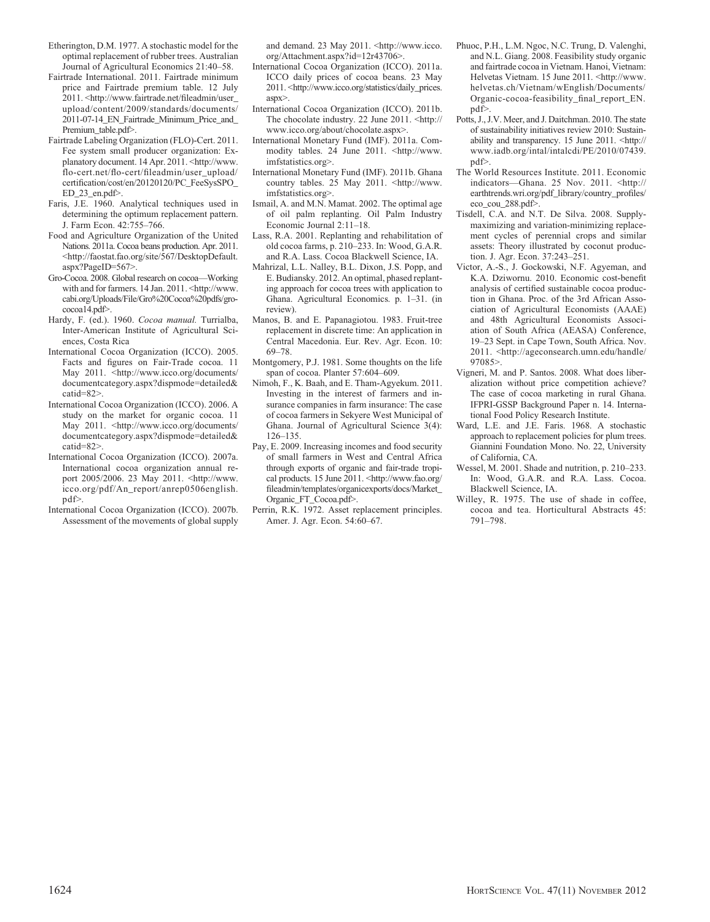Etherington, D.M. 1977. A stochastic model for the optimal replacement of rubber trees. Australian Journal of Agricultural Economics 21:40–58.

Fairtrade International. 2011. Fairtrade minimum price and Fairtrade premium table. 12 July 2011. <http://www.fairtrade.net/fileadmin/user_upload/content/2009/standards/documents/2011-07-14_EN_Fairtrade_Minimum_Price_and_Premium_table.pdf>.

Fairtrade Labeling Organization (FLO)-Cert. 2011. Fee system small producer organization: Explanatory document. 14 Apr. 2011. <http://www.flo-cert.net/flo-cert/fileadmin/user_upload/certification/cost/en/20120120/PC_FeeSysSPO_ED_23_en.pdf>.

Faris, J.E. 1960. Analytical techniques used in determining the optimum replacement pattern. J. Farm Econ. 42:755–766.

Food and Agriculture Organization of the United Nations. 2011a. Cocoa beans production. Apr. 2011. <http://faostat.fao.org/site/567/DesktopDefault.aspx?PageID=567>.

Gro-Cocoa. 2008. Global research on cocoa—Working with and for farmers. 14 Jan. 2011. <http://www.cabi.org/Uploads/File/Gro%20Cocoa%20pdfs/gro-cocoa14.pdf>.

Hardy, F. (ed.). 1960. *Cocoa manual.* Turrialba, Inter-American Institute of Agricultural Sciences, Costa Rica

International Cocoa Organization (ICCO). 2005. Facts and figures on Fair-Trade cocoa. 11 May 2011. <http://www.icco.org/documents/documentcategory.aspx?dispmode=detailed&catid=82>.

International Cocoa Organization (ICCO). 2006. A study on the market for organic cocoa. 11 May 2011. <http://www.icco.org/documents/documentcategory.aspx?dispmode=detailed&catid=82>.

International Cocoa Organization (ICCO). 2007a. International cocoa organization annual report 2005/2006. 23 May 2011. <http://www.icco.org/pdf/An_report/anrep0506english.pdf>.

International Cocoa Organization (ICCO). 2007b. Assessment of the movements of global supply and demand. 23 May 2011. <http://www.icco.org/Attachment.aspx?id=12r43706>.

International Cocoa Organization (ICCO). 2011a. ICCO daily prices of cocoa beans. 23 May 2011. <http://www.icco.org/statistics/daily_prices.aspx>.

International Cocoa Organization (ICCO). 2011b. The chocolate industry. 22 June 2011. <http://www.icco.org/about/chocolate.aspx>.

International Monetary Fund (IMF). 2011a. Commodity tables. 24 June 2011. <http://www.imfstatistics.org>.

International Monetary Fund (IMF). 2011b. Ghana country tables. 25 May 2011. <http://www.imfstatistics.org>.

Ismail, A. and M.N. Mamat. 2002. The optimal age of oil palm replanting. Oil Palm Industry Economic Journal 2:11–18.

Lass, R.A. 2001. Replanting and rehabilitation of old cocoa farms, p. 210–233. In: Wood, G.A.R. and R.A. Lass. Cocoa Blackwell Science, IA.

Mahrizal, L.L. Nalley, B.L. Dixon, J.S. Popp, and E. Budiansky. 2012. An optimal, phased replanting approach for cocoa trees with application to Ghana. Agricultural Economics. p. 1–31. (in review).

Manos, B. and E. Papanagiotou. 1983. Fruit-tree replacement in discrete time: An application in Central Macedonia. Eur. Rev. Agr. Econ. 10: 69–78.

Montgomery, P.J. 1981. Some thoughts on the life span of cocoa. Planter 57:604–609.

Nimoh, F., K. Baah, and E. Tham-Agyekum. 2011. Investing in the interest of farmers and insurance companies in farm insurance: The case of cocoa farmers in Sekyere West Municipal of Ghana. Journal of Agricultural Science 3(4): 126–135.

Pay, E. 2009. Increasing incomes and food security of small farmers in West and Central Africa through exports of organic and fair-trade tropical products. 15 June 2011. <http://www.fao.org/fileadmin/templates/organicexports/docs/Market_Organic_FT_Cocoa.pdf>.

Perrin, R.K. 1972. Asset replacement principles. Amer. J. Agr. Econ. 54:60–67.

Phuoc, P.H., L.M. Ngoc, N.C. Trung, D. Valenghi, and N.L. Giang. 2008. Feasibility study organic and fairtrade cocoa in Vietnam. Hanoi, Vietnam: Helvetas Vietnam. 15 June 2011. <http://www.helvetas.ch/Vietnam/wEnglish/Documents/Organic-cocoa-feasibility_final_report_EN.pdf>.

Potts, J., J.V. Meer, and J. Daitchman. 2010. The state of sustainability initiatives review 2010: Sustainability and transparency. 15 June 2011. <http://www.iadb.org/intal/intalcdi/PE/2010/07439.pdf>.

The World Resources Institute. 2011. Economic indicators—Ghana. 25 Nov. 2011. <http://earthtrends.wri.org/pdf_library/country_profiles/eco_cou_288.pdf>.

Tisdell, C.A. and N.T. De Silva. 2008. Supply-maximizing and variation-minimizing replacement cycles of perennial crops and similar assets: Theory illustrated by coconut production. J. Agr. Econ. 37:243–251.

Victor, A.-S., J. Gockowski, N.F. Agyeman, and K.A. Dziwornu. 2010. Economic cost-benefit analysis of certified sustainable cocoa production in Ghana. Proc. of the 3rd African Association of Agricultural Economists (AAAE) and 48th Agricultural Economists Association of South Africa (AEASA) Conference, 19–23 Sept. in Cape Town, South Africa. Nov. 2011. <http://ageconsearch.umn.edu/handle/97085>.

Vigneri, M. and P. Santos. 2008. What does liberalization without price competition achieve? The case of cocoa marketing in rural Ghana. IFPRI-GSSP Background Paper n. 14. International Food Policy Research Institute.

Ward, L.E. and J.E. Faris. 1968. A stochastic approach to replacement policies for plum trees. Giannini Foundation Mono. No. 22, University of California, CA.

Wessel, M. 2001. Shade and nutrition, p. 210–233. In: Wood, G.A.R. and R.A. Lass. Cocoa. Blackwell Science, IA.

Willey, R. 1975. The use of shade in coffee, cocoa and tea. Horticultural Abstracts 45: 791–798.